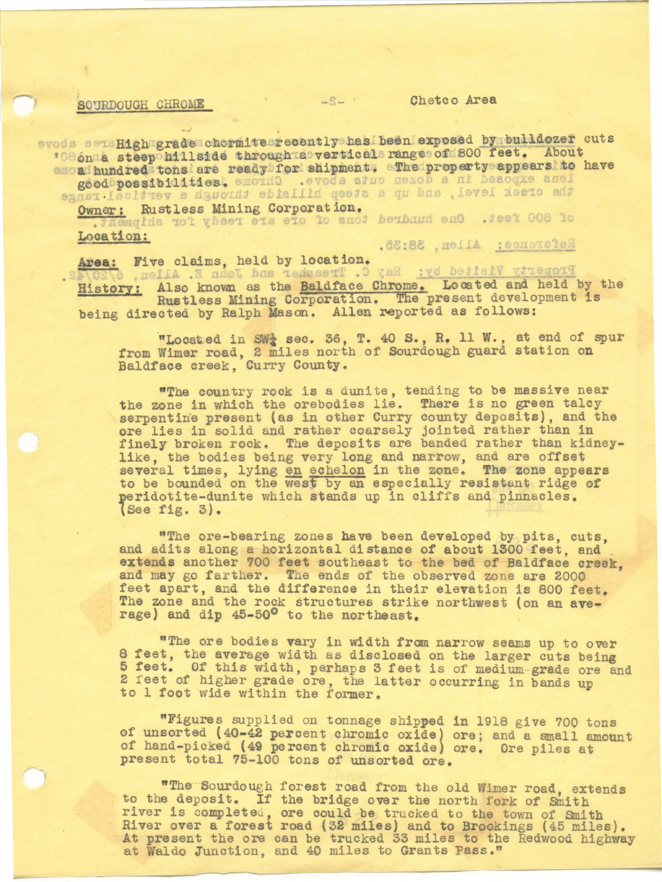SOURDOUGH CHROME &nbsp;&nbsp;&nbsp;&nbsp;&nbsp;&nbsp;&nbsp;&nbsp;&nbsp;&nbsp;&nbsp;&nbsp;&nbsp;&nbsp;&nbsp;&nbsp; Chetco Area

High grade chormite recently has been exposed by bulldozer cuts on a steep hillside through a vertical range of 800 feet. About a hundred tons are ready for shipment. The property appears to have good possibilities.

**Owner:** Rustless Mining Corporation.

**Location:**

**Area:** Five claims, held by location.

**History:** Also known as the Baldface Chrome. Located and held by the Rustless Mining Corporation. The present development is being directed by Ralph Mason. Allen reported as follows:

"Located in SW¼ sec. 36, T. 40 S., R. 11 W., at end of spur from Wimer road, 2 miles north of Sourdough guard station on Baldface creek, Curry County.

"The country rock is a dunite, tending to be massive near the zone in which the orebodies lie. There is no green talcy serpentine present (as in other Curry county deposits), and the ore lies in solid and rather coarsely jointed rather than in finely broken rock. The deposits are banded rather than kidney-like, the bodies being very long and narrow, and are offset several times, lying en echelon in the zone. The zone appears to be bounded on the west by an especially resistant ridge of peridotite-dunite which stands up in cliffs and pinnacles. (See fig. 3).

"The ore-bearing zones have been developed by pits, cuts, and adits along a horizontal distance of about 1300 feet, and extends another 700 feet southeast to the bed of Baldface creek, and may go farther. The ends of the observed zone are 2000 feet apart, and the difference in their elevation is 800 feet. The zone and the rock structures strike northwest (on an average) and dip 45-50° to the northeast.

"The ore bodies vary in width from narrow seams up to over 8 feet, the average width as disclosed on the larger cuts being 5 feet. Of this width, perhaps 3 feet is of medium-grade ore and 2 feet of higher grade ore, the latter occurring in bands up to 1 foot wide within the former.

"Figures supplied on tonnage shipped in 1918 give 700 tons of unsorted (40-42 percent chromic oxide) ore; and a small amount of hand-picked (49 percent chromic oxide) ore. Ore piles at present total 75-100 tons of unsorted ore.

"The Sourdough forest road from the old Wimer road, extends to the deposit. If the bridge over the north fork of Smith river is completed, ore could be trucked to the town of Smith River over a forest road (32 miles) and to Brookings (45 miles). At present the ore can be trucked 33 miles to the Redwood highway at Waldo Junction, and 40 miles to Grants Pass."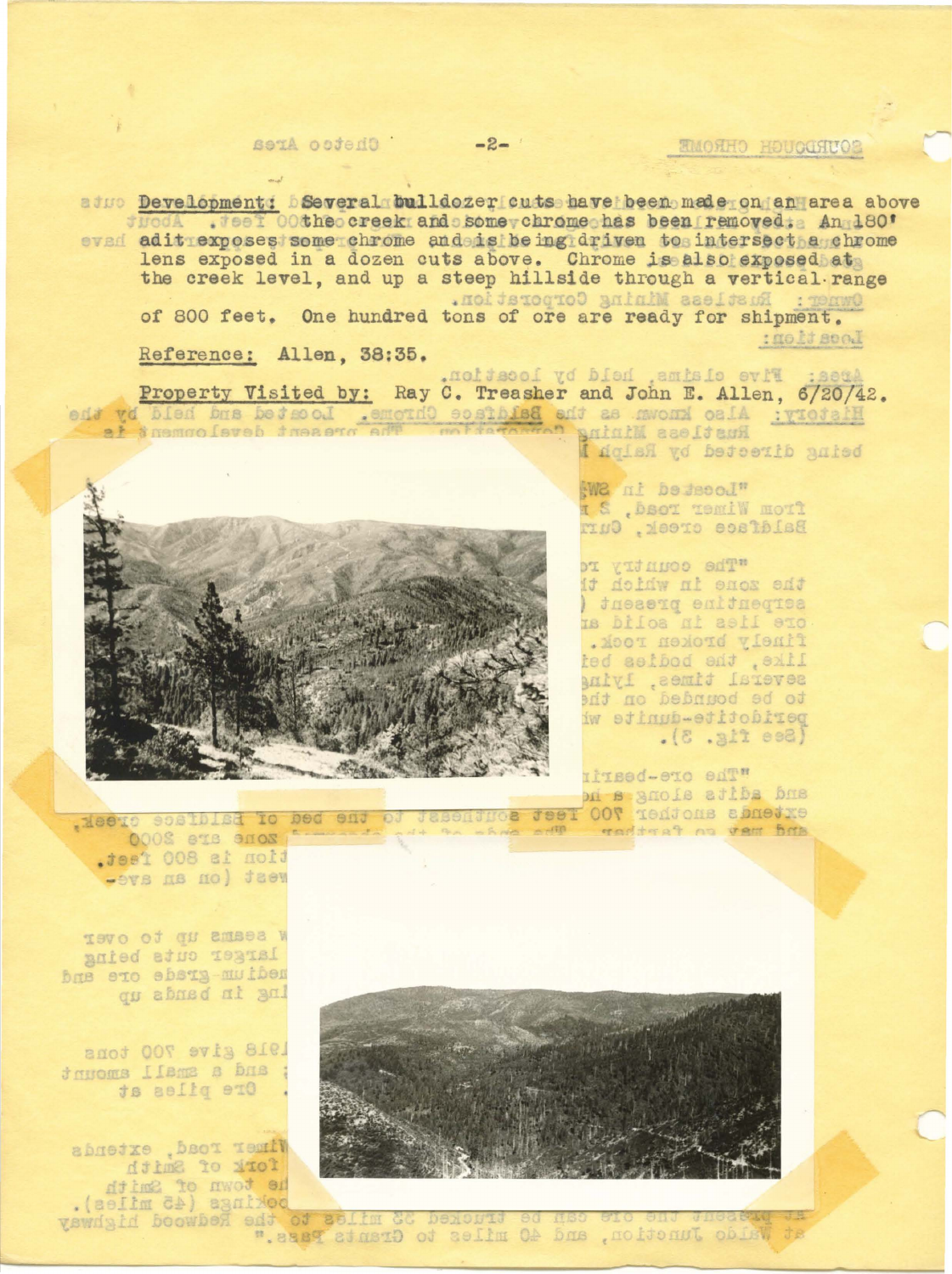**Development:** Several bulldozer cuts have been made on an area above the creek and some chrome has been removed. An 180' adit exposes some chrome and is being driven to intersect a chrome lens exposed in a dozen cuts above. Chrome is also exposed at the creek level, and up a steep hillside through a vertical range of 800 feet. One hundred tons of ore are ready for shipment.

**Reference:** Allen, 38:35.

**Property Visited by:** Ray C. Treasher and John E. Allen, 6/20/42.